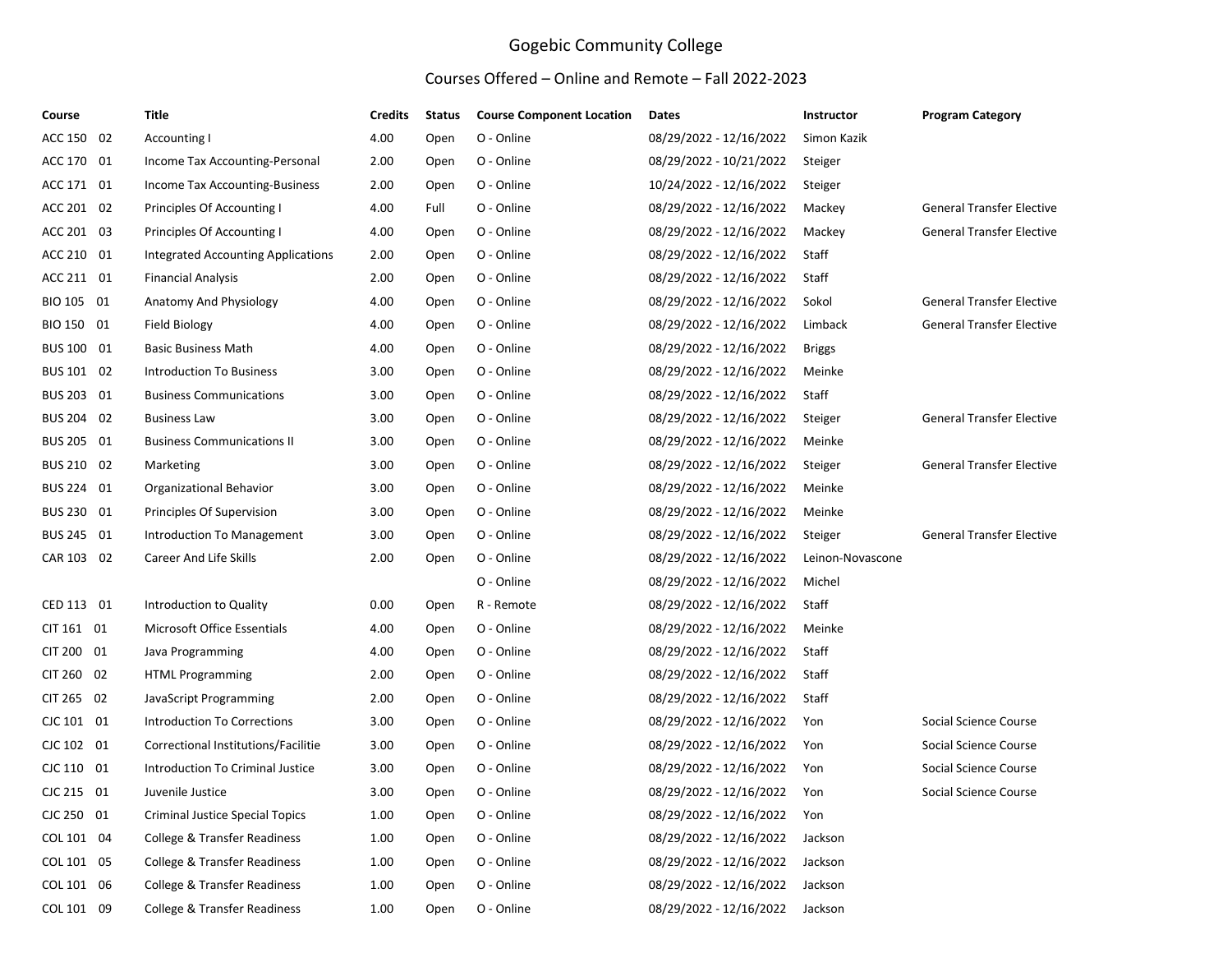# Gogebic Community College

## Courses Offered – Online and Remote – Fall 2022-2023

| Course | Title | Credits | Status | Course Component Location | Dates | Instructor | Program Category |
|---|---|---|---|---|---|---|---|
| ACC 150 02 | Accounting I | 4.00 | Open | O - Online | 08/29/2022 - 12/16/2022 | Simon Kazik | |
| ACC 170 01 | Income Tax Accounting-Personal | 2.00 | Open | O - Online | 08/29/2022 - 10/21/2022 | Steiger | |
| ACC 171 01 | Income Tax Accounting-Business | 2.00 | Open | O - Online | 10/24/2022 - 12/16/2022 | Steiger | |
| ACC 201 02 | Principles Of Accounting I | 4.00 | Full | O - Online | 08/29/2022 - 12/16/2022 | Mackey | General Transfer Elective |
| ACC 201 03 | Principles Of Accounting I | 4.00 | Open | O - Online | 08/29/2022 - 12/16/2022 | Mackey | General Transfer Elective |
| ACC 210 01 | Integrated Accounting Applications | 2.00 | Open | O - Online | 08/29/2022 - 12/16/2022 | Staff | |
| ACC 211 01 | Financial Analysis | 2.00 | Open | O - Online | 08/29/2022 - 12/16/2022 | Staff | |
| BIO 105 01 | Anatomy And Physiology | 4.00 | Open | O - Online | 08/29/2022 - 12/16/2022 | Sokol | General Transfer Elective |
| BIO 150 01 | Field Biology | 4.00 | Open | O - Online | 08/29/2022 - 12/16/2022 | Limback | General Transfer Elective |
| BUS 100 01 | Basic Business Math | 4.00 | Open | O - Online | 08/29/2022 - 12/16/2022 | Briggs | |
| BUS 101 02 | Introduction To Business | 3.00 | Open | O - Online | 08/29/2022 - 12/16/2022 | Meinke | |
| BUS 203 01 | Business Communications | 3.00 | Open | O - Online | 08/29/2022 - 12/16/2022 | Staff | |
| BUS 204 02 | Business Law | 3.00 | Open | O - Online | 08/29/2022 - 12/16/2022 | Steiger | General Transfer Elective |
| BUS 205 01 | Business Communications II | 3.00 | Open | O - Online | 08/29/2022 - 12/16/2022 | Meinke | |
| BUS 210 02 | Marketing | 3.00 | Open | O - Online | 08/29/2022 - 12/16/2022 | Steiger | General Transfer Elective |
| BUS 224 01 | Organizational Behavior | 3.00 | Open | O - Online | 08/29/2022 - 12/16/2022 | Meinke | |
| BUS 230 01 | Principles Of Supervision | 3.00 | Open | O - Online | 08/29/2022 - 12/16/2022 | Meinke | |
| BUS 245 01 | Introduction To Management | 3.00 | Open | O - Online | 08/29/2022 - 12/16/2022 | Steiger | General Transfer Elective |
| CAR 103 02 | Career And Life Skills | 2.00 | Open | O - Online | 08/29/2022 - 12/16/2022 | Leinon-Novascone | |
| | | | | O - Online | 08/29/2022 - 12/16/2022 | Michel | |
| CED 113 01 | Introduction to Quality | 0.00 | Open | R - Remote | 08/29/2022 - 12/16/2022 | Staff | |
| CIT 161 01 | Microsoft Office Essentials | 4.00 | Open | O - Online | 08/29/2022 - 12/16/2022 | Meinke | |
| CIT 200 01 | Java Programming | 4.00 | Open | O - Online | 08/29/2022 - 12/16/2022 | Staff | |
| CIT 260 02 | HTML Programming | 2.00 | Open | O - Online | 08/29/2022 - 12/16/2022 | Staff | |
| CIT 265 02 | JavaScript Programming | 2.00 | Open | O - Online | 08/29/2022 - 12/16/2022 | Staff | |
| CJC 101 01 | Introduction To Corrections | 3.00 | Open | O - Online | 08/29/2022 - 12/16/2022 | Yon | Social Science Course |
| CJC 102 01 | Correctional Institutions/Facilitie | 3.00 | Open | O - Online | 08/29/2022 - 12/16/2022 | Yon | Social Science Course |
| CJC 110 01 | Introduction To Criminal Justice | 3.00 | Open | O - Online | 08/29/2022 - 12/16/2022 | Yon | Social Science Course |
| CJC 215 01 | Juvenile Justice | 3.00 | Open | O - Online | 08/29/2022 - 12/16/2022 | Yon | Social Science Course |
| CJC 250 01 | Criminal Justice Special Topics | 1.00 | Open | O - Online | 08/29/2022 - 12/16/2022 | Yon | |
| COL 101 04 | College & Transfer Readiness | 1.00 | Open | O - Online | 08/29/2022 - 12/16/2022 | Jackson | |
| COL 101 05 | College & Transfer Readiness | 1.00 | Open | O - Online | 08/29/2022 - 12/16/2022 | Jackson | |
| COL 101 06 | College & Transfer Readiness | 1.00 | Open | O - Online | 08/29/2022 - 12/16/2022 | Jackson | |
| COL 101 09 | College & Transfer Readiness | 1.00 | Open | O - Online | 08/29/2022 - 12/16/2022 | Jackson | |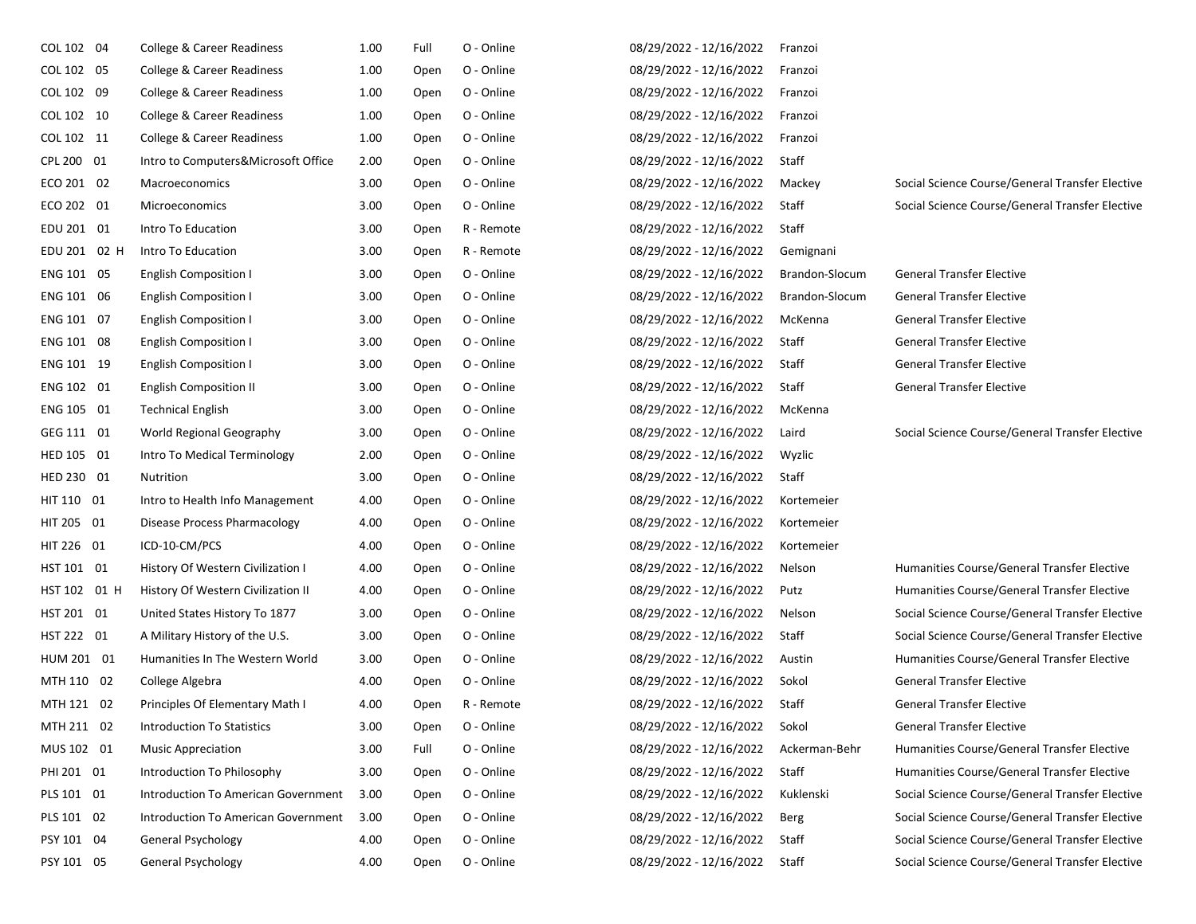| | | | | | | | |
|---|---|---|---|---|---|---|---|
| COL 102 04 | College & Career Readiness | 1.00 | Full | O - Online | 08/29/2022 - 12/16/2022 | Franzoi | |
| COL 102 05 | College & Career Readiness | 1.00 | Open | O - Online | 08/29/2022 - 12/16/2022 | Franzoi | |
| COL 102 09 | College & Career Readiness | 1.00 | Open | O - Online | 08/29/2022 - 12/16/2022 | Franzoi | |
| COL 102 10 | College & Career Readiness | 1.00 | Open | O - Online | 08/29/2022 - 12/16/2022 | Franzoi | |
| COL 102 11 | College & Career Readiness | 1.00 | Open | O - Online | 08/29/2022 - 12/16/2022 | Franzoi | |
| CPL 200 01 | Intro to Computers&Microsoft Office | 2.00 | Open | O - Online | 08/29/2022 - 12/16/2022 | Staff | |
| ECO 201 02 | Macroeconomics | 3.00 | Open | O - Online | 08/29/2022 - 12/16/2022 | Mackey | Social Science Course/General Transfer Elective |
| ECO 202 01 | Microeconomics | 3.00 | Open | O - Online | 08/29/2022 - 12/16/2022 | Staff | Social Science Course/General Transfer Elective |
| EDU 201 01 | Intro To Education | 3.00 | Open | R - Remote | 08/29/2022 - 12/16/2022 | Staff | |
| EDU 201 02 H | Intro To Education | 3.00 | Open | R - Remote | 08/29/2022 - 12/16/2022 | Gemignani | |
| ENG 101 05 | English Composition I | 3.00 | Open | O - Online | 08/29/2022 - 12/16/2022 | Brandon-Slocum | General Transfer Elective |
| ENG 101 06 | English Composition I | 3.00 | Open | O - Online | 08/29/2022 - 12/16/2022 | Brandon-Slocum | General Transfer Elective |
| ENG 101 07 | English Composition I | 3.00 | Open | O - Online | 08/29/2022 - 12/16/2022 | McKenna | General Transfer Elective |
| ENG 101 08 | English Composition I | 3.00 | Open | O - Online | 08/29/2022 - 12/16/2022 | Staff | General Transfer Elective |
| ENG 101 19 | English Composition I | 3.00 | Open | O - Online | 08/29/2022 - 12/16/2022 | Staff | General Transfer Elective |
| ENG 102 01 | English Composition II | 3.00 | Open | O - Online | 08/29/2022 - 12/16/2022 | Staff | General Transfer Elective |
| ENG 105 01 | Technical English | 3.00 | Open | O - Online | 08/29/2022 - 12/16/2022 | McKenna | |
| GEG 111 01 | World Regional Geography | 3.00 | Open | O - Online | 08/29/2022 - 12/16/2022 | Laird | Social Science Course/General Transfer Elective |
| HED 105 01 | Intro To Medical Terminology | 2.00 | Open | O - Online | 08/29/2022 - 12/16/2022 | Wyzlic | |
| HED 230 01 | Nutrition | 3.00 | Open | O - Online | 08/29/2022 - 12/16/2022 | Staff | |
| HIT 110 01 | Intro to Health Info Management | 4.00 | Open | O - Online | 08/29/2022 - 12/16/2022 | Kortemeier | |
| HIT 205 01 | Disease Process Pharmacology | 4.00 | Open | O - Online | 08/29/2022 - 12/16/2022 | Kortemeier | |
| HIT 226 01 | ICD-10-CM/PCS | 4.00 | Open | O - Online | 08/29/2022 - 12/16/2022 | Kortemeier | |
| HST 101 01 | History Of Western Civilization I | 4.00 | Open | O - Online | 08/29/2022 - 12/16/2022 | Nelson | Humanities Course/General Transfer Elective |
| HST 102 01 H | History Of Western Civilization II | 4.00 | Open | O - Online | 08/29/2022 - 12/16/2022 | Putz | Humanities Course/General Transfer Elective |
| HST 201 01 | United States History To 1877 | 3.00 | Open | O - Online | 08/29/2022 - 12/16/2022 | Nelson | Social Science Course/General Transfer Elective |
| HST 222 01 | A Military History of the U.S. | 3.00 | Open | O - Online | 08/29/2022 - 12/16/2022 | Staff | Social Science Course/General Transfer Elective |
| HUM 201 01 | Humanities In The Western World | 3.00 | Open | O - Online | 08/29/2022 - 12/16/2022 | Austin | Humanities Course/General Transfer Elective |
| MTH 110 02 | College Algebra | 4.00 | Open | O - Online | 08/29/2022 - 12/16/2022 | Sokol | General Transfer Elective |
| MTH 121 02 | Principles Of Elementary Math I | 4.00 | Open | R - Remote | 08/29/2022 - 12/16/2022 | Staff | General Transfer Elective |
| MTH 211 02 | Introduction To Statistics | 3.00 | Open | O - Online | 08/29/2022 - 12/16/2022 | Sokol | General Transfer Elective |
| MUS 102 01 | Music Appreciation | 3.00 | Full | O - Online | 08/29/2022 - 12/16/2022 | Ackerman-Behr | Humanities Course/General Transfer Elective |
| PHI 201 01 | Introduction To Philosophy | 3.00 | Open | O - Online | 08/29/2022 - 12/16/2022 | Staff | Humanities Course/General Transfer Elective |
| PLS 101 01 | Introduction To American Government | 3.00 | Open | O - Online | 08/29/2022 - 12/16/2022 | Kuklenski | Social Science Course/General Transfer Elective |
| PLS 101 02 | Introduction To American Government | 3.00 | Open | O - Online | 08/29/2022 - 12/16/2022 | Berg | Social Science Course/General Transfer Elective |
| PSY 101 04 | General Psychology | 4.00 | Open | O - Online | 08/29/2022 - 12/16/2022 | Staff | Social Science Course/General Transfer Elective |
| PSY 101 05 | General Psychology | 4.00 | Open | O - Online | 08/29/2022 - 12/16/2022 | Staff | Social Science Course/General Transfer Elective |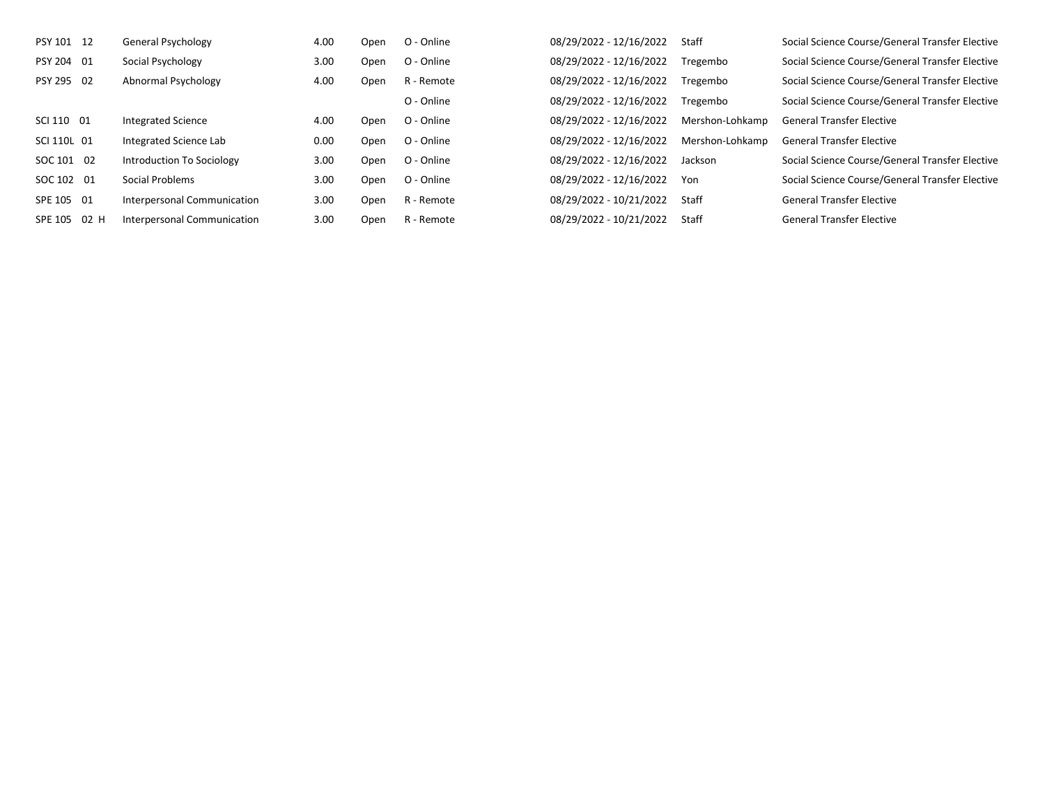| | | | | | | | |
|---|---|---|---|---|---|---|---|
| PSY 101 12 | General Psychology | 4.00 | Open | O - Online | 08/29/2022 - 12/16/2022 | Staff | Social Science Course/General Transfer Elective |
| PSY 204 01 | Social Psychology | 3.00 | Open | O - Online | 08/29/2022 - 12/16/2022 | Tregembo | Social Science Course/General Transfer Elective |
| PSY 295 02 | Abnormal Psychology | 4.00 | Open | R - Remote | 08/29/2022 - 12/16/2022 | Tregembo | Social Science Course/General Transfer Elective |
| | | | | O - Online | 08/29/2022 - 12/16/2022 | Tregembo | Social Science Course/General Transfer Elective |
| SCI 110 01 | Integrated Science | 4.00 | Open | O - Online | 08/29/2022 - 12/16/2022 | Mershon-Lohkamp | General Transfer Elective |
| SCI 110L 01 | Integrated Science Lab | 0.00 | Open | O - Online | 08/29/2022 - 12/16/2022 | Mershon-Lohkamp | General Transfer Elective |
| SOC 101 02 | Introduction To Sociology | 3.00 | Open | O - Online | 08/29/2022 - 12/16/2022 | Jackson | Social Science Course/General Transfer Elective |
| SOC 102 01 | Social Problems | 3.00 | Open | O - Online | 08/29/2022 - 12/16/2022 | Yon | Social Science Course/General Transfer Elective |
| SPE 105 01 | Interpersonal Communication | 3.00 | Open | R - Remote | 08/29/2022 - 10/21/2022 | Staff | General Transfer Elective |
| SPE 105 02 H | Interpersonal Communication | 3.00 | Open | R - Remote | 08/29/2022 - 10/21/2022 | Staff | General Transfer Elective |